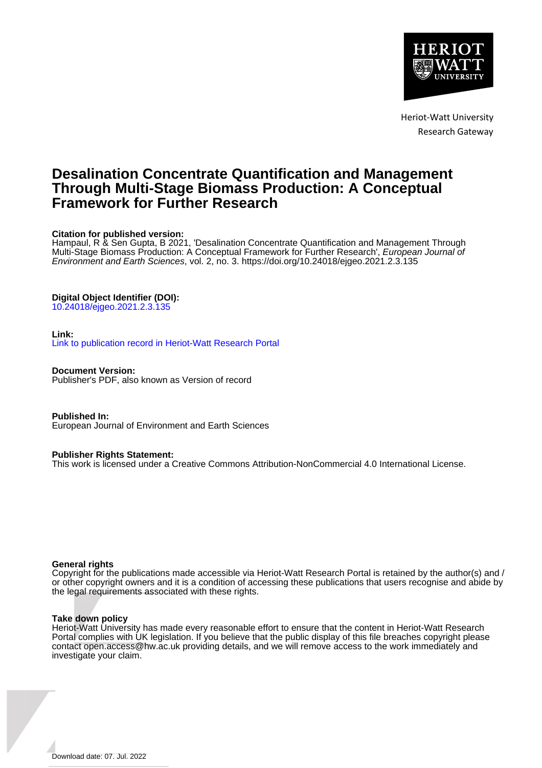Heriot-Watt University
Research Gateway

# Desalination Concentrate Quantification and Management Through Multi-Stage Biomass Production: A Conceptual Framework for Further Research

**Citation for published version:**
Hampaul, R & Sen Gupta, B 2021, 'Desalination Concentrate Quantification and Management Through Multi-Stage Biomass Production: A Conceptual Framework for Further Research', *European Journal of Environment and Earth Sciences*, vol. 2, no. 3. https://doi.org/10.24018/ejgeo.2021.2.3.135

**Digital Object Identifier (DOI):**
10.24018/ejgeo.2021.2.3.135

**Link:**
Link to publication record in Heriot-Watt Research Portal

**Document Version:**
Publisher's PDF, also known as Version of record

**Published In:**
European Journal of Environment and Earth Sciences

**Publisher Rights Statement:**
This work is licensed under a Creative Commons Attribution-NonCommercial 4.0 International License.

**General rights**
Copyright for the publications made accessible via Heriot-Watt Research Portal is retained by the author(s) and / or other copyright owners and it is a condition of accessing these publications that users recognise and abide by the legal requirements associated with these rights.

**Take down policy**
Heriot-Watt University has made every reasonable effort to ensure that the content in Heriot-Watt Research Portal complies with UK legislation. If you believe that the public display of this file breaches copyright please contact open.access@hw.ac.uk providing details, and we will remove access to the work immediately and investigate your claim.

Download date: 07. Jul. 2022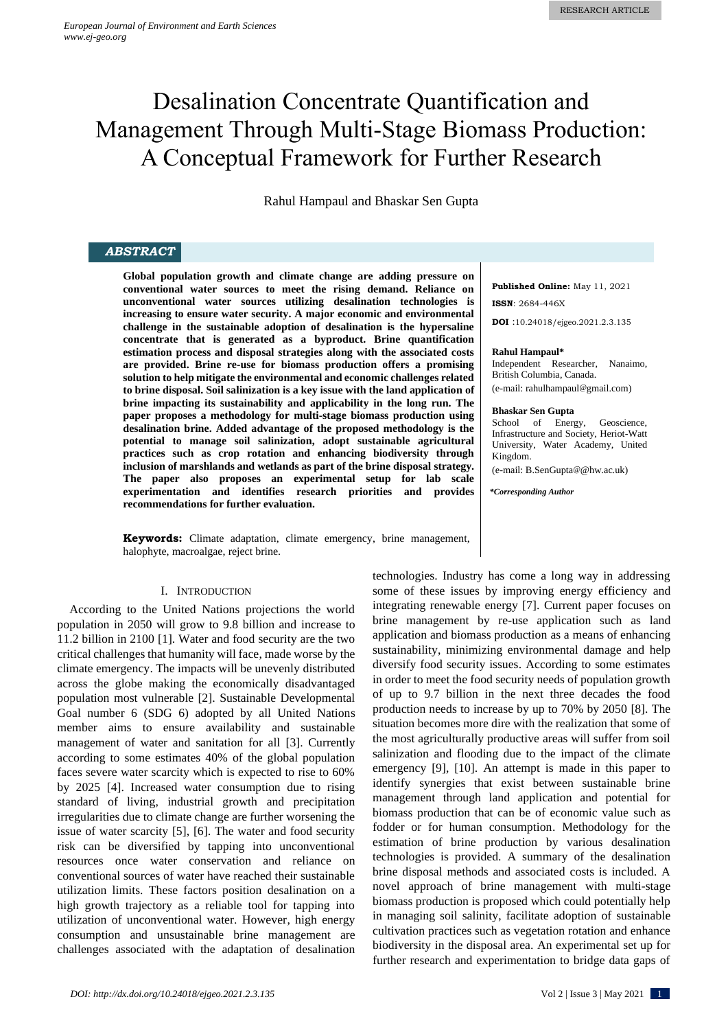# Desalination Concentrate Quantification and Management Through Multi-Stage Biomass Production: A Conceptual Framework for Further Research

Rahul Hampaul and Bhaskar Sen Gupta

## ABSTRACT

**Global population growth and climate change are adding pressure on conventional water sources to meet the rising demand. Reliance on unconventional water sources utilizing desalination technologies is increasing to ensure water security. A major economic and environmental challenge in the sustainable adoption of desalination is the hypersaline concentrate that is generated as a byproduct. Brine quantification estimation process and disposal strategies along with the associated costs are provided. Brine re-use for biomass production offers a promising solution to help mitigate the environmental and economic challenges related to brine disposal. Soil salinization is a key issue with the land application of brine impacting its sustainability and applicability in the long run. The paper proposes a methodology for multi-stage biomass production using desalination brine. Added advantage of the proposed methodology is the potential to manage soil salinization, adopt sustainable agricultural practices such as crop rotation and enhancing biodiversity through inclusion of marshlands and wetlands as part of the brine disposal strategy. The paper also proposes an experimental setup for lab scale experimentation and identifies research priorities and provides recommendations for further evaluation.**

**Keywords:** Climate adaptation, climate emergency, brine management, halophyte, macroalgae, reject brine.

**Published Online:** May 11, 2021

**ISSN**: 2684-446X

**DOI** :10.24018/ejgeo.2021.2.3.135

**Rahul Hampaul***
Independent Researcher, Nanaimo, British Columbia, Canada.
(e-mail: rahulhampaul@gmail.com)

**Bhaskar Sen Gupta**
School of Energy, Geoscience, Infrastructure and Society, Heriot-Watt University, Water Academy, United Kingdom.
(e-mail: B.SenGupta@@hw.ac.uk)

***Corresponding Author***

## I. Introduction

According to the United Nations projections the world population in 2050 will grow to 9.8 billion and increase to 11.2 billion in 2100 [1]. Water and food security are the two critical challenges that humanity will face, made worse by the climate emergency. The impacts will be unevenly distributed across the globe making the economically disadvantaged population most vulnerable [2]. Sustainable Developmental Goal number 6 (SDG 6) adopted by all United Nations member aims to ensure availability and sustainable management of water and sanitation for all [3]. Currently according to some estimates 40% of the global population faces severe water scarcity which is expected to rise to 60% by 2025 [4]. Increased water consumption due to rising standard of living, industrial growth and precipitation irregularities due to climate change are further worsening the issue of water scarcity [5], [6]. The water and food security risk can be diversified by tapping into unconventional resources once water conservation and reliance on conventional sources of water have reached their sustainable utilization limits. These factors position desalination on a high growth trajectory as a reliable tool for tapping into utilization of unconventional water. However, high energy consumption and unsustainable brine management are challenges associated with the adaptation of desalination technologies. Industry has come a long way in addressing some of these issues by improving energy efficiency and integrating renewable energy [7]. Current paper focuses on brine management by re-use application such as land application and biomass production as a means of enhancing sustainability, minimizing environmental damage and help diversify food security issues. According to some estimates in order to meet the food security needs of population growth of up to 9.7 billion in the next three decades the food production needs to increase by up to 70% by 2050 [8]. The situation becomes more dire with the realization that some of the most agriculturally productive areas will suffer from soil salinization and flooding due to the impact of the climate emergency [9], [10]. An attempt is made in this paper to identify synergies that exist between sustainable brine management through land application and potential for biomass production that can be of economic value such as fodder or for human consumption. Methodology for the estimation of brine production by various desalination technologies is provided. A summary of the desalination brine disposal methods and associated costs is included. A novel approach of brine management with multi-stage biomass production is proposed which could potentially help in managing soil salinity, facilitate adoption of sustainable cultivation practices such as vegetation rotation and enhance biodiversity in the disposal area. An experimental set up for further research and experimentation to bridge data gaps of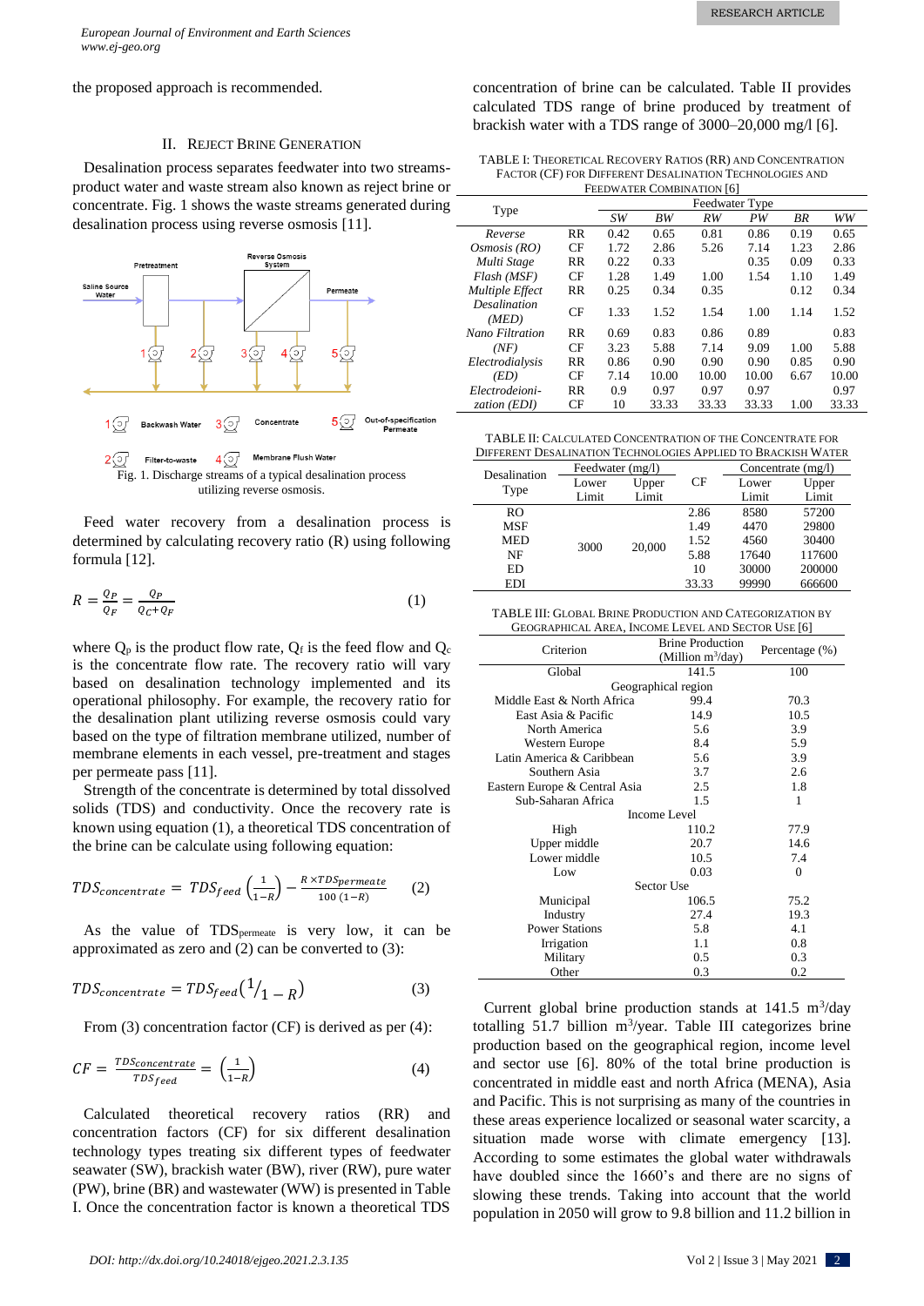the proposed approach is recommended.

## II. Reject Brine Generation

Desalination process separates feedwater into two streams- product water and waste stream also known as reject brine or concentrate. Fig. 1 shows the waste streams generated during desalination process using reverse osmosis [11].

Fig. 1. Discharge streams of a typical desalination process utilizing reverse osmosis.

Feed water recovery from a desalination process is determined by calculating recovery ratio (R) using following formula [12].

$$R = \frac{Q_P}{Q_F} = \frac{Q_P}{Q_C + Q_F} \quad (1)$$

where $Q_p$ is the product flow rate, $Q_f$ is the feed flow and $Q_c$ is the concentrate flow rate. The recovery ratio will vary based on desalination technology implemented and its operational philosophy. For example, the recovery ratio for the desalination plant utilizing reverse osmosis could vary based on the type of filtration membrane utilized, number of membrane elements in each vessel, pre-treatment and stages per permeate pass [11].

Strength of the concentrate is determined by total dissolved solids (TDS) and conductivity. Once the recovery rate is known using equation (1), a theoretical TDS concentration of the brine can be calculate using following equation:

$$TDS_{concentrate} = TDS_{feed}\left(\frac{1}{1-R}\right) - \frac{R \times TDS_{permeate}}{100\,(1-R)} \quad (2)$$

As the value of $TDS_{permeate}$ is very low, it can be approximated as zero and (2) can be converted to (3):

$$TDS_{concentrate} = TDS_{feed}\left({}^{1}/_{1-R}\right) \quad (3)$$

From (3) concentration factor (CF) is derived as per (4):

$$CF = \frac{TDS_{concentrate}}{TDS_{feed}} = \left(\frac{1}{1-R}\right) \quad (4)$$

Calculated theoretical recovery ratios (RR) and concentration factors (CF) for six different desalination technology types treating six different types of feedwater seawater (SW), brackish water (BW), river (RW), pure water (PW), brine (BR) and wastewater (WW) is presented in Table I. Once the concentration factor is known a theoretical TDS concentration of brine can be calculated. Table II provides calculated TDS range of brine produced by treatment of brackish water with a TDS range of 3000–20,000 mg/l [6].

TABLE I: Theoretical Recovery Ratios (RR) and Concentration Factor (CF) for Different Desalination Technologies and Feedwater Combination [6]

| Type | | Feedwater Type | | | | | |
|---|---|---|---|---|---|---|---|
| | | *SW* | *BW* | *RW* | *PW* | *BR* | *WW* |
| *Reverse Osmosis (RO)* | RR | 0.42 | 0.65 | 0.81 | 0.86 | 0.19 | 0.65 |
| | CF | 1.72 | 2.86 | 5.26 | 7.14 | 1.23 | 2.86 |
| *Multi Stage Flash (MSF)* | RR | 0.22 | 0.33 | | 0.35 | 0.09 | 0.33 |
| | CF | 1.28 | 1.49 | 1.00 | 1.54 | 1.10 | 1.49 |
| *Multiple Effect Desalination (MED)* | RR | 0.25 | 0.34 | 0.35 | | 0.12 | 0.34 |
| | CF | 1.33 | 1.52 | 1.54 | 1.00 | 1.14 | 1.52 |
| *Nano Filtration (NF)* | RR | 0.69 | 0.83 | 0.86 | 0.89 | | 0.83 |
| | CF | 3.23 | 5.88 | 7.14 | 9.09 | 1.00 | 5.88 |
| *Electrodialysis (ED)* | RR | 0.86 | 0.90 | 0.90 | 0.90 | 0.85 | 0.90 |
| | CF | 7.14 | 10.00 | 10.00 | 10.00 | 6.67 | 10.00 |
| *Electrodeionization (EDI)* | RR | 0.9 | 0.97 | 0.97 | 0.97 | | 0.97 |
| | CF | 10 | 33.33 | 33.33 | 33.33 | 1.00 | 33.33 |

TABLE II: Calculated Concentration of the Concentrate for Different Desalination Technologies Applied to Brackish Water

| Desalination Type | Feedwater (mg/l) | | CF | Concentrate (mg/l) | |
|---|---|---|---|---|---|
| | Lower Limit | Upper Limit | | Lower Limit | Upper Limit |
| RO | 3000 | 20,000 | 2.86 | 8580 | 57200 |
| MSF | | | 1.49 | 4470 | 29800 |
| MED | | | 1.52 | 4560 | 30400 |
| NF | | | 5.88 | 17640 | 117600 |
| ED | | | 10 | 30000 | 200000 |
| EDI | | | 33.33 | 99990 | 666600 |

TABLE III: Global Brine Production and Categorization by Geographical Area, Income Level and Sector Use [6]

| Criterion | Brine Production (Million m³/day) | Percentage (%) |
|---|---|---|
| Global | 141.5 | 100 |
| Geographical region | | |
| Middle East & North Africa | 99.4 | 70.3 |
| East Asia & Pacific | 14.9 | 10.5 |
| North America | 5.6 | 3.9 |
| Western Europe | 8.4 | 5.9 |
| Latin America & Caribbean | 5.6 | 3.9 |
| Southern Asia | 3.7 | 2.6 |
| Eastern Europe & Central Asia | 2.5 | 1.8 |
| Sub-Saharan Africa | 1.5 | 1 |
| Income Level | | |
| High | 110.2 | 77.9 |
| Upper middle | 20.7 | 14.6 |
| Lower middle | 10.5 | 7.4 |
| Low | 0.03 | 0 |
| Sector Use | | |
| Municipal | 106.5 | 75.2 |
| Industry | 27.4 | 19.3 |
| Power Stations | 5.8 | 4.1 |
| Irrigation | 1.1 | 0.8 |
| Military | 0.5 | 0.3 |
| Other | 0.3 | 0.2 |

Current global brine production stands at 141.5 m³/day totalling 51.7 billion m³/year. Table III categorizes brine production based on the geographical region, income level and sector use [6]. 80% of the total brine production is concentrated in middle east and north Africa (MENA), Asia and Pacific. This is not surprising as many of the countries in these areas experience localized or seasonal water scarcity, a situation made worse with climate emergency [13]. According to some estimates the global water withdrawals have doubled since the 1660's and there are no signs of slowing these trends. Taking into account that the world population in 2050 will grow to 9.8 billion and 11.2 billion in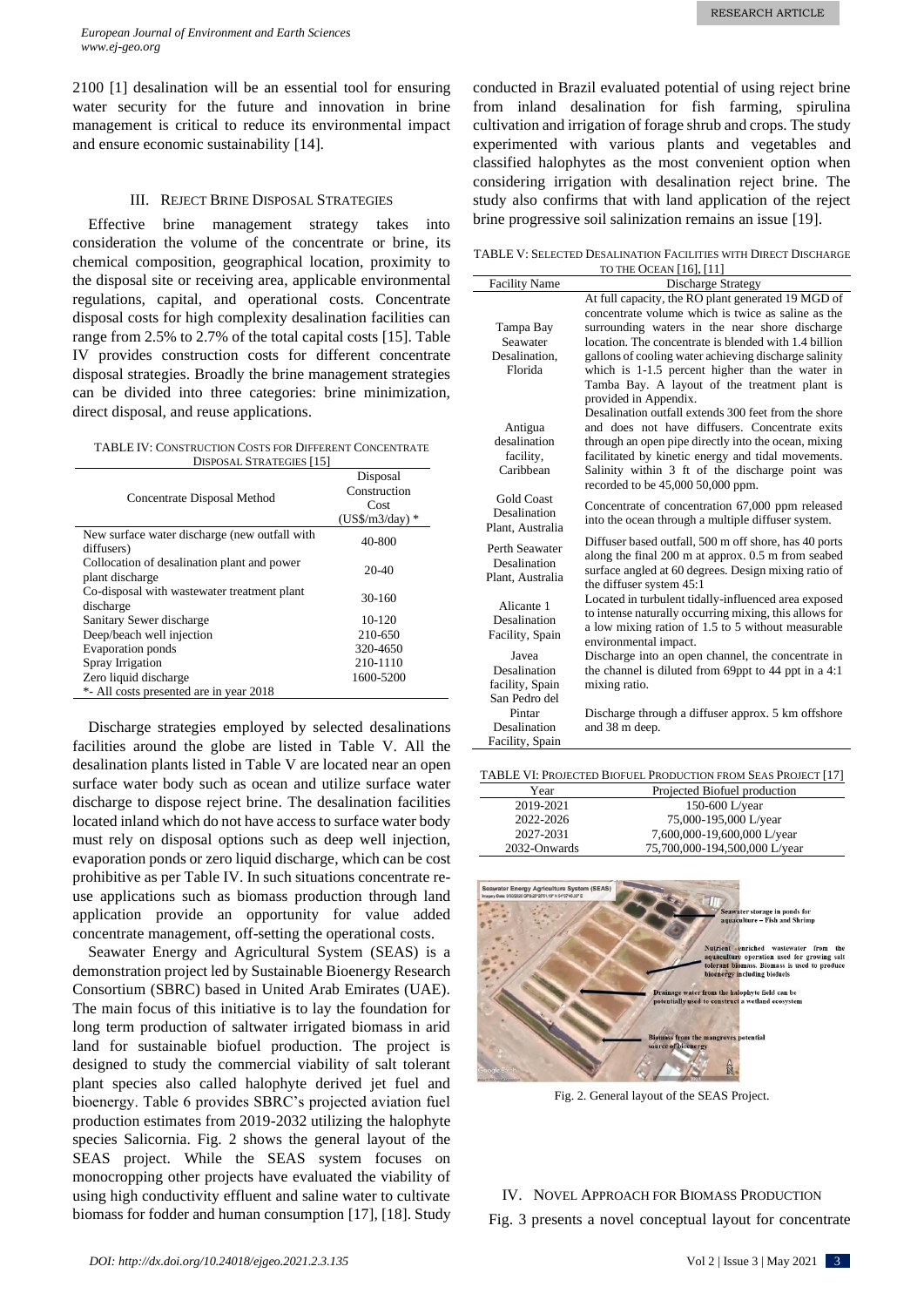2100 [1] desalination will be an essential tool for ensuring water security for the future and innovation in brine management is critical to reduce its environmental impact and ensure economic sustainability [14].

## III. Reject Brine Disposal Strategies

Effective brine management strategy takes into consideration the volume of the concentrate or brine, its chemical composition, geographical location, proximity to the disposal site or receiving area, applicable environmental regulations, capital, and operational costs. Concentrate disposal costs for high complexity desalination facilities can range from 2.5% to 2.7% of the total capital costs [15]. Table IV provides construction costs for different concentrate disposal strategies. Broadly the brine management strategies can be divided into three categories: brine minimization, direct disposal, and reuse applications.

TABLE IV: Construction Costs for Different Concentrate Disposal Strategies [15]

| Concentrate Disposal Method | Disposal Construction Cost (US$/m3/day) * |
|---|---|
| New surface water discharge (new outfall with diffusers) | 40-800 |
| Collocation of desalination plant and power plant discharge | 20-40 |
| Co-disposal with wastewater treatment plant discharge | 30-160 |
| Sanitary Sewer discharge | 10-120 |
| Deep/beach well injection | 210-650 |
| Evaporation ponds | 320-4650 |
| Spray Irrigation | 210-1110 |
| Zero liquid discharge | 1600-5200 |

*- All costs presented are in year 2018

Discharge strategies employed by selected desalinations facilities around the globe are listed in Table V. All the desalination plants listed in Table V are located near an open surface water body such as ocean and utilize surface water discharge to dispose reject brine. The desalination facilities located inland which do not have access to surface water body must rely on disposal options such as deep well injection, evaporation ponds or zero liquid discharge, which can be cost prohibitive as per Table IV. In such situations concentrate re-use applications such as biomass production through land application provide an opportunity for value added concentrate management, off-setting the operational costs.

Seawater Energy and Agricultural System (SEAS) is a demonstration project led by Sustainable Bioenergy Research Consortium (SBRC) based in United Arab Emirates (UAE). The main focus of this initiative is to lay the foundation for long term production of saltwater irrigated biomass in arid land for sustainable biofuel production. The project is designed to study the commercial viability of salt tolerant plant species also called halophyte derived jet fuel and bioenergy. Table 6 provides SBRC's projected aviation fuel production estimates from 2019-2032 utilizing the halophyte species Salicornia. Fig. 2 shows the general layout of the SEAS project. While the SEAS system focuses on monocropping other projects have evaluated the viability of using high conductivity effluent and saline water to cultivate biomass for fodder and human consumption [17], [18]. Study conducted in Brazil evaluated potential of using reject brine from inland desalination for fish farming, spirulina cultivation and irrigation of forage shrub and crops. The study experimented with various plants and vegetables and classified halophytes as the most convenient option when considering irrigation with desalination reject brine. The study also confirms that with land application of the reject brine progressive soil salinization remains an issue [19].

TABLE V: Selected Desalination Facilities with Direct Discharge to the Ocean [16], [11]

| Facility Name | Discharge Strategy |
|---|---|
| Tampa Bay Seawater Desalination, Florida | At full capacity, the RO plant generated 19 MGD of concentrate volume which is twice as saline as the surrounding waters in the near shore discharge location. The concentrate is blended with 1.4 billion gallons of cooling water achieving discharge salinity which is 1-1.5 percent higher than the water in Tamba Bay. A layout of the treatment plant is provided in Appendix. |
| Antigua desalination facility, Caribbean | Desalination outfall extends 300 feet from the shore and does not have diffusers. Concentrate exits through an open pipe directly into the ocean, mixing facilitated by kinetic energy and tidal movements. Salinity within 3 ft of the discharge point was recorded to be 45,000 50,000 ppm. |
| Gold Coast Desalination Plant, Australia | Concentrate of concentration 67,000 ppm released into the ocean through a multiple diffuser system. |
| Perth Seawater Desalination Plant, Australia | Diffuser based outfall, 500 m off shore, has 40 ports along the final 200 m at approx. 0.5 m from seabed surface angled at 60 degrees. Design mixing ratio of the diffuser system 45:1 |
| Alicante 1 Desalination Facility, Spain | Located in turbulent tidally-influenced area exposed to intense naturally occurring mixing, this allows for a low mixing ration of 1.5 to 5 without measurable environmental impact. |
| Javea Desalination facility, Spain | Discharge into an open channel, the concentrate in the channel is diluted from 69ppt to 44 ppt in a 4:1 mixing ratio. |
| San Pedro del Pintar Desalination Facility, Spain | Discharge through a diffuser approx. 5 km offshore and 38 m deep. |

TABLE VI: Projected Biofuel Production from Seas Project [17]

| Year | Projected Biofuel production |
|---|---|
| 2019-2021 | 150-600 L/year |
| 2022-2026 | 75,000-195,000 L/year |
| 2027-2031 | 7,600,000-19,600,000 L/year |
| 2032-Onwards | 75,700,000-194,500,000 L/year |

Fig. 2. General layout of the SEAS Project.

## IV. Novel Approach for Biomass Production

Fig. 3 presents a novel conceptual layout for concentrate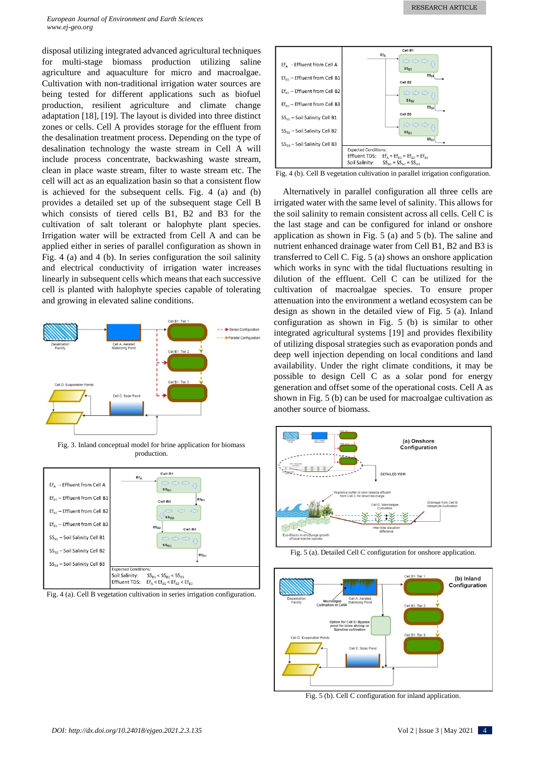disposal utilizing integrated advanced agricultural techniques for multi-stage biomass production utilizing saline agriculture and aquaculture for micro and macroalgae. Cultivation with non-traditional irrigation water sources are being tested for different applications such as biofuel production, resilient agriculture and climate change adaptation [18], [19]. The layout is divided into three distinct zones or cells. Cell A provides storage for the effluent from the desalination treatment process. Depending on the type of desalination technology the waste stream in Cell A will include process concentrate, backwashing waste stream, clean in place waste stream, filter to waste stream etc. The cell will act as an equalization basin so that a consistent flow is achieved for the subsequent cells. Fig. 4 (a) and (b) provides a detailed set up of the subsequent stage Cell B which consists of tiered cells B1, B2 and B3 for the cultivation of salt tolerant or halophyte plant species. Irrigation water will be extracted from Cell A and can be applied either in series of parallel configuration as shown in Fig. 4 (a) and 4 (b). In series configuration the soil salinity and electrical conductivity of irrigation water increases linearly in subsequent cells which means that each successive cell is planted with halophyte species capable of tolerating and growing in elevated saline conditions.

Fig. 3. Inland conceptual model for brine application for biomass production.

Fig. 4 (a). Cell B vegetation cultivation in series irrigation configuration.

Fig. 4 (b). Cell B vegetation cultivation in parallel irrigation configuration.

Alternatively in parallel configuration all three cells are irrigated water with the same level of salinity. This allows for the soil salinity to remain consistent across all cells. Cell C is the last stage and can be configured for inland or onshore application as shown in Fig. 5 (a) and 5 (b). The saline and nutrient enhanced drainage water from Cell B1, B2 and B3 is transferred to Cell C. Fig. 5 (a) shows an onshore application which works in sync with the tidal fluctuations resulting in dilution of the effluent. Cell C can be utilized for the cultivation of macroalgae species. To ensure proper attenuation into the environment a wetland ecosystem can be design as shown in the detailed view of Fig. 5 (a). Inland configuration as shown in Fig. 5 (b) is similar to other integrated agricultural systems [19] and provides flexibility of utilizing disposal strategies such as evaporation ponds and deep well injection depending on local conditions and land availability. Under the right climate conditions, it may be possible to design Cell C as a solar pond for energy generation and offset some of the operational costs. Cell A as shown in Fig. 5 (b) can be used for macroalgae cultivation as another source of biomass.

Fig. 5 (a). Detailed Cell C configuration for onshore application.

Fig. 5 (b). Cell C configuration for inland application.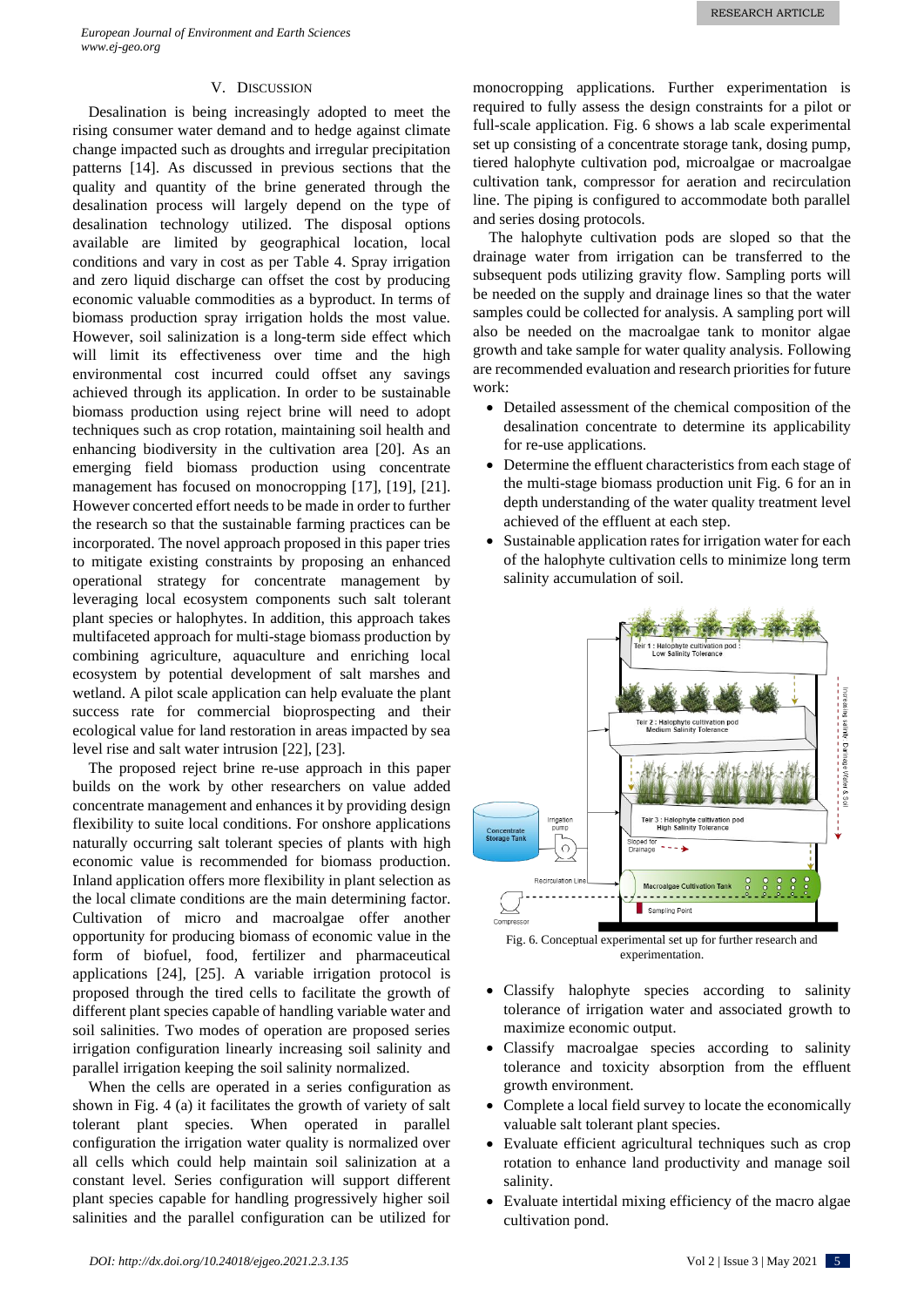## V. Discussion

Desalination is being increasingly adopted to meet the rising consumer water demand and to hedge against climate change impacted such as droughts and irregular precipitation patterns [14]. As discussed in previous sections that the quality and quantity of the brine generated through the desalination process will largely depend on the type of desalination technology utilized. The disposal options available are limited by geographical location, local conditions and vary in cost as per Table 4. Spray irrigation and zero liquid discharge can offset the cost by producing economic valuable commodities as a byproduct. In terms of biomass production spray irrigation holds the most value. However, soil salinization is a long-term side effect which will limit its effectiveness over time and the high environmental cost incurred could offset any savings achieved through its application. In order to be sustainable biomass production using reject brine will need to adopt techniques such as crop rotation, maintaining soil health and enhancing biodiversity in the cultivation area [20]. As an emerging field biomass production using concentrate management has focused on monocropping [17], [19], [21]. However concerted effort needs to be made in order to further the research so that the sustainable farming practices can be incorporated. The novel approach proposed in this paper tries to mitigate existing constraints by proposing an enhanced operational strategy for concentrate management by leveraging local ecosystem components such salt tolerant plant species or halophytes. In addition, this approach takes multifaceted approach for multi-stage biomass production by combining agriculture, aquaculture and enriching local ecosystem by potential development of salt marshes and wetland. A pilot scale application can help evaluate the plant success rate for commercial bioprospecting and their ecological value for land restoration in areas impacted by sea level rise and salt water intrusion [22], [23].

The proposed reject brine re-use approach in this paper builds on the work by other researchers on value added concentrate management and enhances it by providing design flexibility to suite local conditions. For onshore applications naturally occurring salt tolerant species of plants with high economic value is recommended for biomass production. Inland application offers more flexibility in plant selection as the local climate conditions are the main determining factor. Cultivation of micro and macroalgae offer another opportunity for producing biomass of economic value in the form of biofuel, food, fertilizer and pharmaceutical applications [24], [25]. A variable irrigation protocol is proposed through the tired cells to facilitate the growth of different plant species capable of handling variable water and soil salinities. Two modes of operation are proposed series irrigation configuration linearly increasing soil salinity and parallel irrigation keeping the soil salinity normalized.

When the cells are operated in a series configuration as shown in Fig. 4 (a) it facilitates the growth of variety of salt tolerant plant species. When operated in parallel configuration the irrigation water quality is normalized over all cells which could help maintain soil salinization at a constant level. Series configuration will support different plant species capable for handling progressively higher soil salinities and the parallel configuration can be utilized for monocropping applications. Further experimentation is required to fully assess the design constraints for a pilot or full-scale application. Fig. 6 shows a lab scale experimental set up consisting of a concentrate storage tank, dosing pump, tiered halophyte cultivation pod, microalgae or macroalgae cultivation tank, compressor for aeration and recirculation line. The piping is configured to accommodate both parallel and series dosing protocols.

The halophyte cultivation pods are sloped so that the drainage water from irrigation can be transferred to the subsequent pods utilizing gravity flow. Sampling ports will be needed on the supply and drainage lines so that the water samples could be collected for analysis. A sampling port will also be needed on the macroalgae tank to monitor algae growth and take sample for water quality analysis. Following are recommended evaluation and research priorities for future work:

- Detailed assessment of the chemical composition of the desalination concentrate to determine its applicability for re-use applications.
- Determine the effluent characteristics from each stage of the multi-stage biomass production unit Fig. 6 for an in depth understanding of the water quality treatment level achieved of the effluent at each step.
- Sustainable application rates for irrigation water for each of the halophyte cultivation cells to minimize long term salinity accumulation of soil.

Fig. 6. Conceptual experimental set up for further research and experimentation.

- Classify halophyte species according to salinity tolerance of irrigation water and associated growth to maximize economic output.
- Classify macroalgae species according to salinity tolerance and toxicity absorption from the effluent growth environment.
- Complete a local field survey to locate the economically valuable salt tolerant plant species.
- Evaluate efficient agricultural techniques such as crop rotation to enhance land productivity and manage soil salinity.
- Evaluate intertidal mixing efficiency of the macro algae cultivation pond.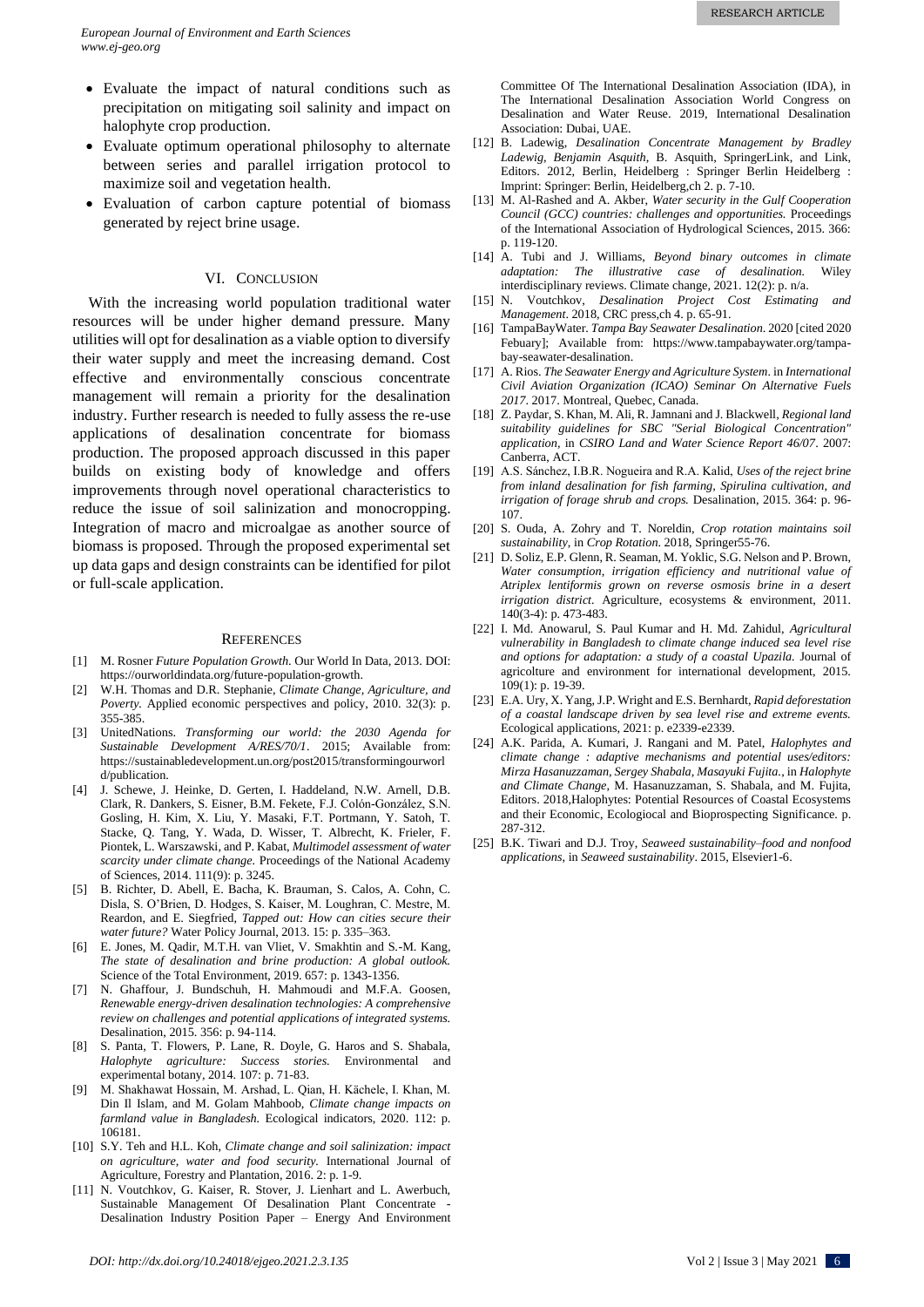- Evaluate the impact of natural conditions such as precipitation on mitigating soil salinity and impact on halophyte crop production.
- Evaluate optimum operational philosophy to alternate between series and parallel irrigation protocol to maximize soil and vegetation health.
- Evaluation of carbon capture potential of biomass generated by reject brine usage.

## VI. Conclusion

With the increasing world population traditional water resources will be under higher demand pressure. Many utilities will opt for desalination as a viable option to diversify their water supply and meet the increasing demand. Cost effective and environmentally conscious concentrate management will remain a priority for the desalination industry. Further research is needed to fully assess the re-use applications of desalination concentrate for biomass production. The proposed approach discussed in this paper builds on existing body of knowledge and offers improvements through novel operational characteristics to reduce the issue of soil salinization and monocropping. Integration of macro and microalgae as another source of biomass is proposed. Through the proposed experimental set up data gaps and design constraints can be identified for pilot or full-scale application.

## References

[1] M. Rosner *Future Population Growth*. Our World In Data, 2013. DOI: https://ourworldindata.org/future-population-growth.

[2] W.H. Thomas and D.R. Stephanie, *Climate Change, Agriculture, and Poverty.* Applied economic perspectives and policy, 2010. 32(3): p. 355-385.

[3] UnitedNations. *Transforming our world: the 2030 Agenda for Sustainable Development A/RES/70/1*. 2015; Available from: https://sustainabledevelopment.un.org/post2015/transformingourworld/publication.

[4] J. Schewe, J. Heinke, D. Gerten, I. Haddeland, N.W. Arnell, D.B. Clark, R. Dankers, S. Eisner, B.M. Fekete, F.J. Colón-González, S.N. Gosling, H. Kim, X. Liu, Y. Masaki, F.T. Portmann, Y. Satoh, T. Stacke, Q. Tang, Y. Wada, D. Wisser, T. Albrecht, K. Frieler, F. Piontek, L. Warszawski, and P. Kabat, *Multimodel assessment of water scarcity under climate change.* Proceedings of the National Academy of Sciences, 2014. 111(9): p. 3245.

[5] B. Richter, D. Abell, E. Bacha, K. Brauman, S. Calos, A. Cohn, C. Disla, S. O'Brien, D. Hodges, S. Kaiser, M. Loughran, C. Mestre, M. Reardon, and E. Siegfried, *Tapped out: How can cities secure their water future?* Water Policy Journal, 2013. 15: p. 335–363.

[6] E. Jones, M. Qadir, M.T.H. van Vliet, V. Smakhtin and S.-M. Kang, *The state of desalination and brine production: A global outlook.* Science of the Total Environment, 2019. 657: p. 1343-1356.

[7] N. Ghaffour, J. Bundschuh, H. Mahmoudi and M.F.A. Goosen, *Renewable energy-driven desalination technologies: A comprehensive review on challenges and potential applications of integrated systems.* Desalination, 2015. 356: p. 94-114.

[8] S. Panta, T. Flowers, P. Lane, R. Doyle, G. Haros and S. Shabala, *Halophyte agriculture: Success stories.* Environmental and experimental botany, 2014. 107: p. 71-83.

[9] M. Shakhawat Hossain, M. Arshad, L. Qian, H. Kächele, I. Khan, M. Din Il Islam, and M. Golam Mahboob, *Climate change impacts on farmland value in Bangladesh.* Ecological indicators, 2020. 112: p. 106181.

[10] S.Y. Teh and H.L. Koh, *Climate change and soil salinization: impact on agriculture, water and food security.* International Journal of Agriculture, Forestry and Plantation, 2016. 2: p. 1-9.

[11] N. Voutchkov, G. Kaiser, R. Stover, J. Lienhart and L. Awerbuch, Sustainable Management Of Desalination Plant Concentrate - Desalination Industry Position Paper – Energy And Environment Committee Of The International Desalination Association (IDA), in The International Desalination Association World Congress on Desalination and Water Reuse. 2019, International Desalination Association: Dubai, UAE.

[12] B. Ladewig, *Desalination Concentrate Management by Bradley Ladewig, Benjamin Asquith*, B. Asquith, SpringerLink, and Link, Editors. 2012, Berlin, Heidelberg : Springer Berlin Heidelberg : Imprint: Springer: Berlin, Heidelberg,ch 2. p. 7-10.

[13] M. Al-Rashed and A. Akber, *Water security in the Gulf Cooperation Council (GCC) countries: challenges and opportunities.* Proceedings of the International Association of Hydrological Sciences, 2015. 366: p. 119-120.

[14] A. Tubi and J. Williams, *Beyond binary outcomes in climate adaptation: The illustrative case of desalination.* Wiley interdisciplinary reviews. Climate change, 2021. 12(2): p. n/a.

[15] N. Voutchkov, *Desalination Project Cost Estimating and Management*. 2018, CRC press,ch 4. p. 65-91.

[16] TampaBayWater. *Tampa Bay Seawater Desalination*. 2020 [cited 2020 Febuary]; Available from: https://www.tampabaywater.org/tampa-bay-seawater-desalination.

[17] A. Rios. *The Seawater Energy and Agriculture System*. in *International Civil Aviation Organization (ICAO) Seminar On Alternative Fuels 2017*. 2017. Montreal, Quebec, Canada.

[18] Z. Paydar, S. Khan, M. Ali, R. Jamnani and J. Blackwell, *Regional land suitability guidelines for SBC "Serial Biological Concentration" application*, in *CSIRO Land and Water Science Report 46/07*. 2007: Canberra, ACT.

[19] A.S. Sánchez, I.B.R. Nogueira and R.A. Kalid, *Uses of the reject brine from inland desalination for fish farming, Spirulina cultivation, and irrigation of forage shrub and crops.* Desalination, 2015. 364: p. 96-107.

[20] S. Ouda, A. Zohry and T. Noreldin, *Crop rotation maintains soil sustainability*, in *Crop Rotation*. 2018, Springer55-76.

[21] D. Soliz, E.P. Glenn, R. Seaman, M. Yoklic, S.G. Nelson and P. Brown, *Water consumption, irrigation efficiency and nutritional value of Atriplex lentiformis grown on reverse osmosis brine in a desert irrigation district*. Agriculture, ecosystems & environment, 2011. 140(3-4): p. 473-483.

[22] I. Md. Anowarul, S. Paul Kumar and H. Md. Zahidul, *Agricultural vulnerability in Bangladesh to climate change induced sea level rise and options for adaptation: a study of a coastal Upazila.* Journal of agricolture and environment for international development, 2015. 109(1): p. 19-39.

[23] E.A. Ury, X. Yang, J.P. Wright and E.S. Bernhardt, *Rapid deforestation of a coastal landscape driven by sea level rise and extreme events.* Ecological applications, 2021: p. e2339-e2339.

[24] A.K. Parida, A. Kumari, J. Rangani and M. Patel, *Halophytes and climate change : adaptive mechanisms and potential uses/editors: Mirza Hasanuzzaman, Sergey Shabala, Masayuki Fujita.*, in *Halophyte and Climate Change*, M. Hasanuzzaman, S. Shabala, and M. Fujita, Editors. 2018,Halophytes: Potential Resources of Coastal Ecosystems and their Economic, Ecologiocal and Bioprospecting Significance. p. 287-312.

[25] B.K. Tiwari and D.J. Troy, *Seaweed sustainability–food and nonfood applications*, in *Seaweed sustainability*. 2015, Elsevier1-6.